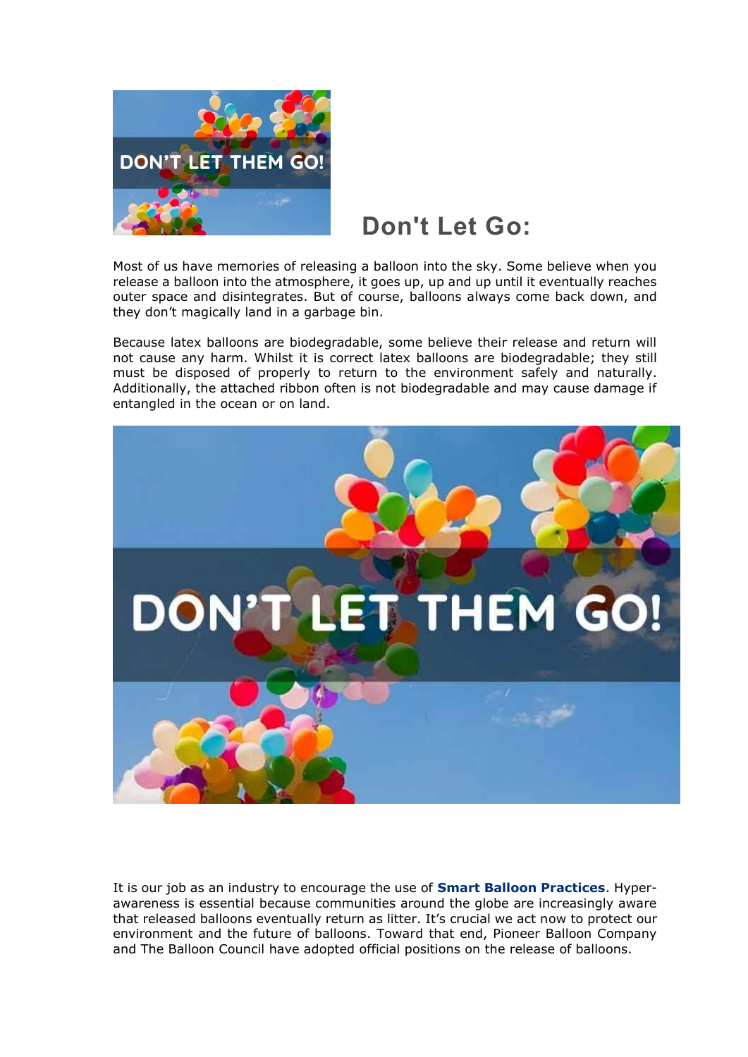## Don't Let Go:

Most of us have memories of releasing a balloon into the sky. Some believe when you release a balloon into the atmosphere, it goes up, up and up until it eventually reaches outer space and disintegrates. But of course, balloons always come back down, and they don't magically land in a garbage bin.

Because latex balloons are biodegradable, some believe their release and return will not cause any harm. Whilst it is correct latex balloons are biodegradable; they still must be disposed of properly to return to the environment safely and naturally. Additionally, the attached ribbon often is not biodegradable and may cause damage if entangled in the ocean or on land.

It is our job as an industry to encourage the use of **Smart Balloon Practices**. Hyper-awareness is essential because communities around the globe are increasingly aware that released balloons eventually return as litter. It's crucial we act now to protect our environment and the future of balloons. Toward that end, Pioneer Balloon Company and The Balloon Council have adopted official positions on the release of balloons.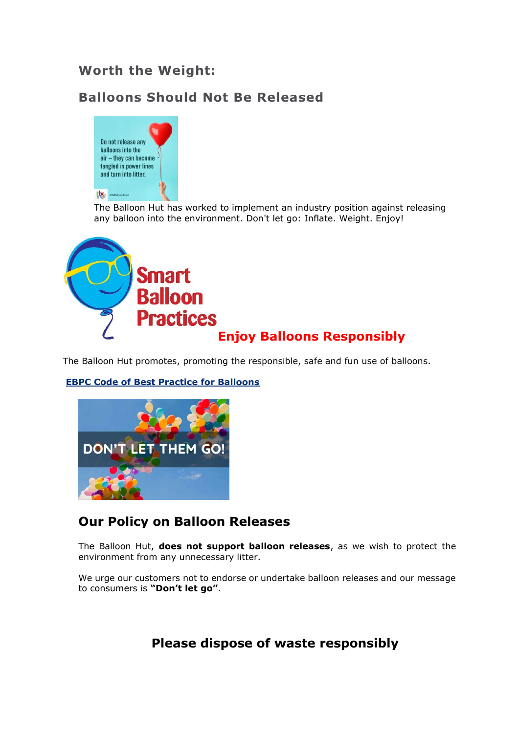## Worth the Weight:

## Balloons Should Not Be Released

The Balloon Hut has worked to implement an industry position against releasing any balloon into the environment. Don't let go: Inflate. Weight. Enjoy!

**Enjoy Balloons Responsibly**

The Balloon Hut promotes, promoting the responsible, safe and fun use of balloons.

**EBPC Code of Best Practice for Balloons**

## Our Policy on Balloon Releases

The Balloon Hut, **does not support balloon releases**, as we wish to protect the environment from any unnecessary litter.

We urge our customers not to endorse or undertake balloon releases and our message to consumers is **"Don't let go"**.

**Please dispose of waste responsibly**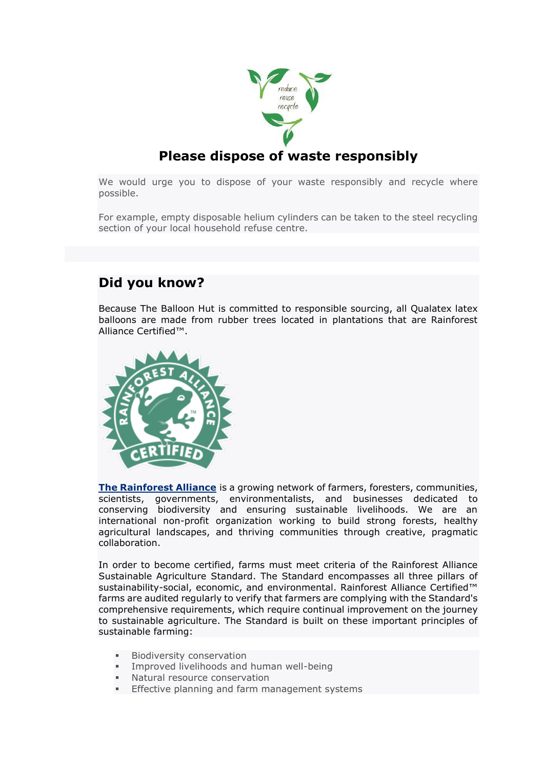## Please dispose of waste responsibly

We would urge you to dispose of your waste responsibly and recycle where possible.

For example, empty disposable helium cylinders can be taken to the steel recycling section of your local household refuse centre.

## Did you know?

Because The Balloon Hut is committed to responsible sourcing, all Qualatex latex balloons are made from rubber trees located in plantations that are Rainforest Alliance Certified™.

**The Rainforest Alliance** is a growing network of farmers, foresters, communities, scientists, governments, environmentalists, and businesses dedicated to conserving biodiversity and ensuring sustainable livelihoods. We are an international non-profit organization working to build strong forests, healthy agricultural landscapes, and thriving communities through creative, pragmatic collaboration.

In order to become certified, farms must meet criteria of the Rainforest Alliance Sustainable Agriculture Standard. The Standard encompasses all three pillars of sustainability-social, economic, and environmental. Rainforest Alliance Certified™ farms are audited regularly to verify that farmers are complying with the Standard's comprehensive requirements, which require continual improvement on the journey to sustainable agriculture. The Standard is built on these important principles of sustainable farming:

- Biodiversity conservation
- Improved livelihoods and human well-being
- Natural resource conservation
- Effective planning and farm management systems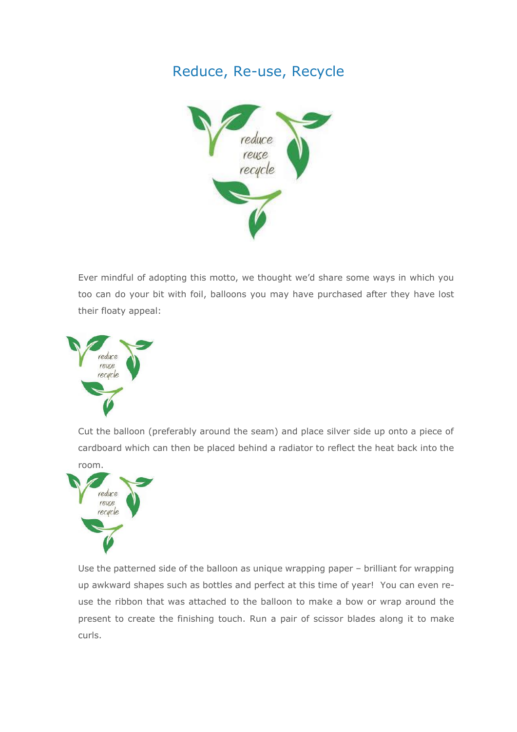# Reduce, Re-use, Recycle

Ever mindful of adopting this motto, we thought we'd share some ways in which you too can do your bit with foil, balloons you may have purchased after they have lost their floaty appeal:

Cut the balloon (preferably around the seam) and place silver side up onto a piece of cardboard which can then be placed behind a radiator to reflect the heat back into the room.

Use the patterned side of the balloon as unique wrapping paper – brilliant for wrapping up awkward shapes such as bottles and perfect at this time of year! You can even re-use the ribbon that was attached to the balloon to make a bow or wrap around the present to create the finishing touch. Run a pair of scissor blades along it to make curls.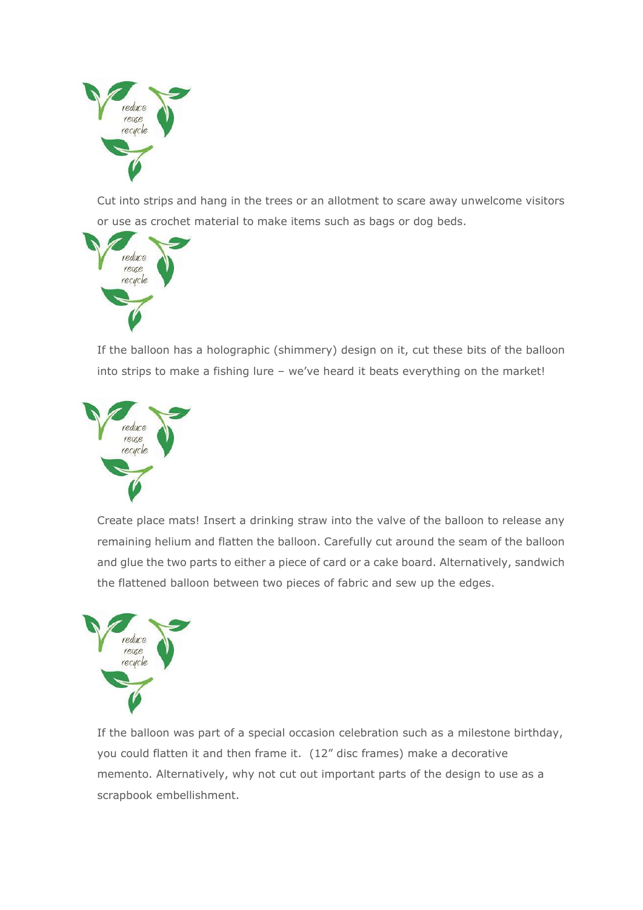Cut into strips and hang in the trees or an allotment to scare away unwelcome visitors or use as crochet material to make items such as bags or dog beds.

If the balloon has a holographic (shimmery) design on it, cut these bits of the balloon into strips to make a fishing lure – we've heard it beats everything on the market!

Create place mats! Insert a drinking straw into the valve of the balloon to release any remaining helium and flatten the balloon. Carefully cut around the seam of the balloon and glue the two parts to either a piece of card or a cake board. Alternatively, sandwich the flattened balloon between two pieces of fabric and sew up the edges.

If the balloon was part of a special occasion celebration such as a milestone birthday, you could flatten it and then frame it. (12" disc frames) make a decorative memento. Alternatively, why not cut out important parts of the design to use as a scrapbook embellishment.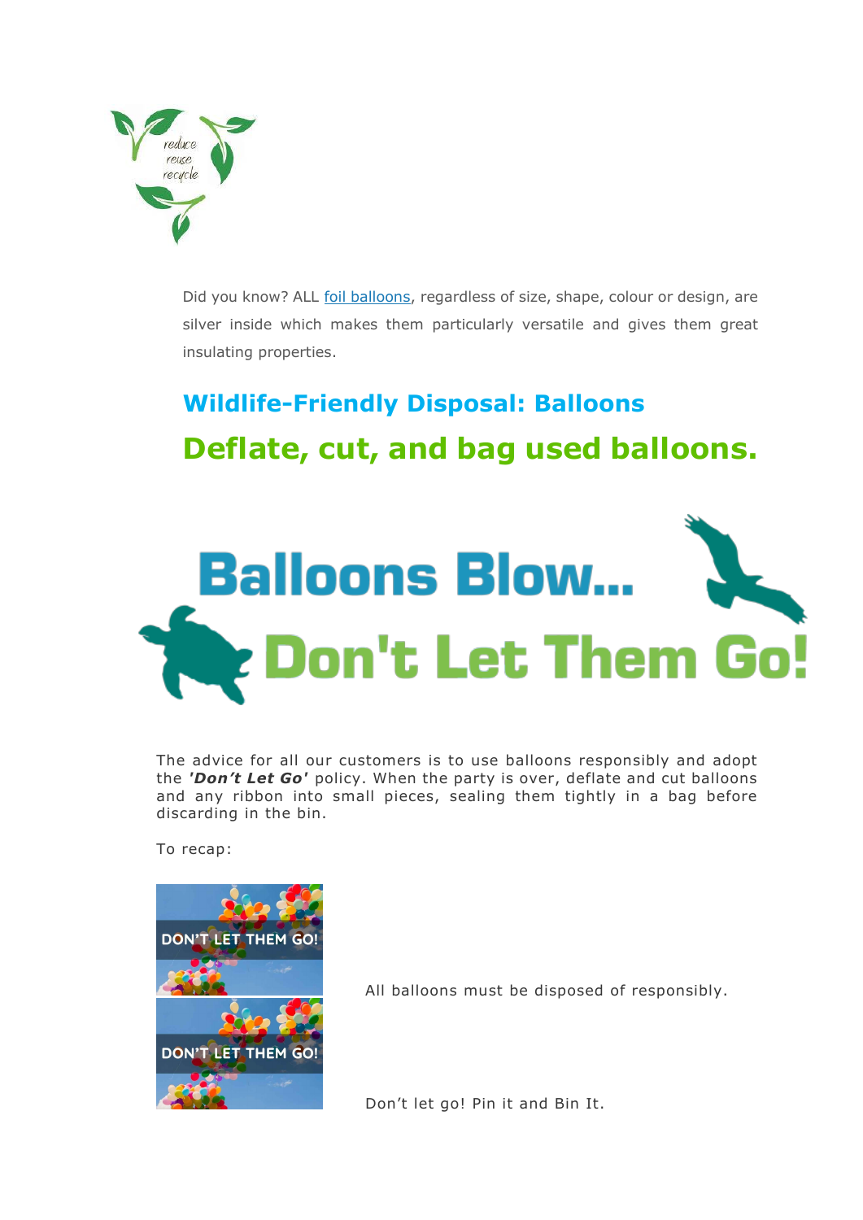Did you know? ALL foil balloons, regardless of size, shape, colour or design, are silver inside which makes them particularly versatile and gives them great insulating properties.

## Wildlife-Friendly Disposal: Balloons

# Deflate, cut, and bag used balloons.

Balloons Blow... Don't Let Them Go!

The advice for all our customers is to use balloons responsibly and adopt the ***'Don't Let Go'*** policy. When the party is over, deflate and cut balloons and any ribbon into small pieces, sealing them tightly in a bag before discarding in the bin.

To recap:

All balloons must be disposed of responsibly.

Don't let go! Pin it and Bin It.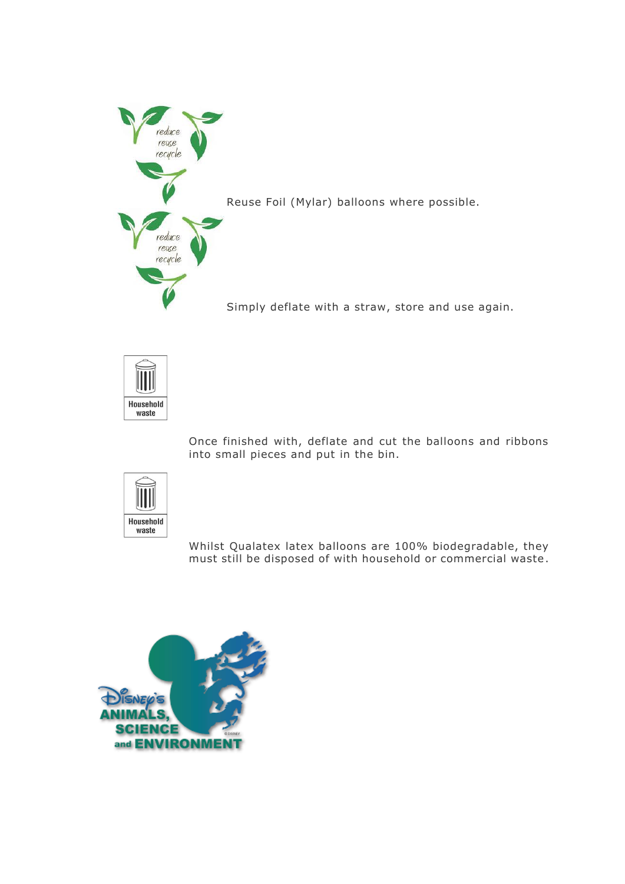Reuse Foil (Mylar) balloons where possible.

Simply deflate with a straw, store and use again.

Once finished with, deflate and cut the balloons and ribbons into small pieces and put in the bin.

Whilst Qualatex latex balloons are 100% biodegradable, they must still be disposed of with household or commercial waste.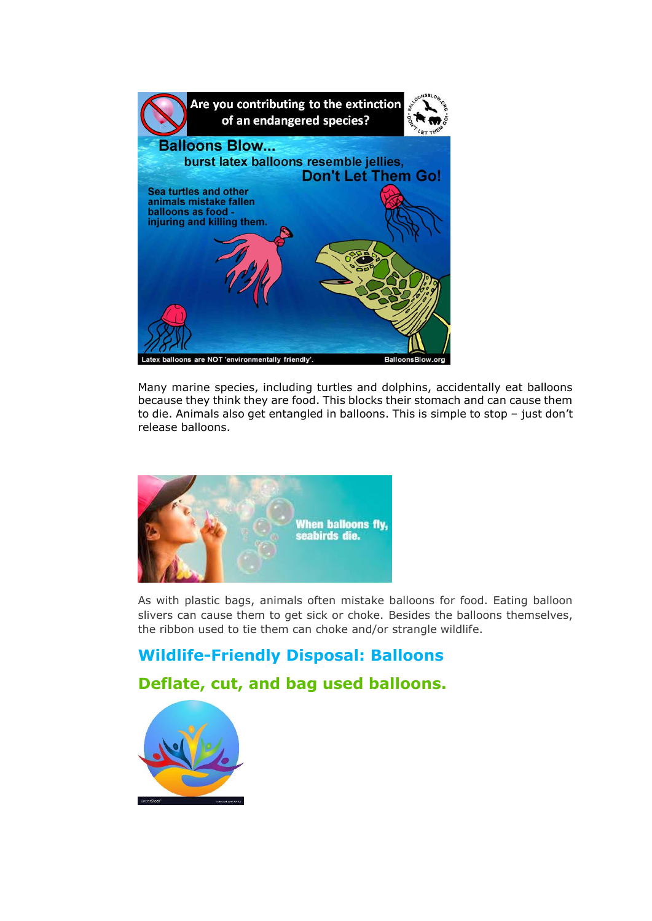Many marine species, including turtles and dolphins, accidentally eat balloons because they think they are food. This blocks their stomach and can cause them to die. Animals also get entangled in balloons. This is simple to stop – just don't release balloons.

As with plastic bags, animals often mistake balloons for food. Eating balloon slivers can cause them to get sick or choke. Besides the balloons themselves, the ribbon used to tie them can choke and/or strangle wildlife.

## Wildlife-Friendly Disposal: Balloons

## Deflate, cut, and bag used balloons.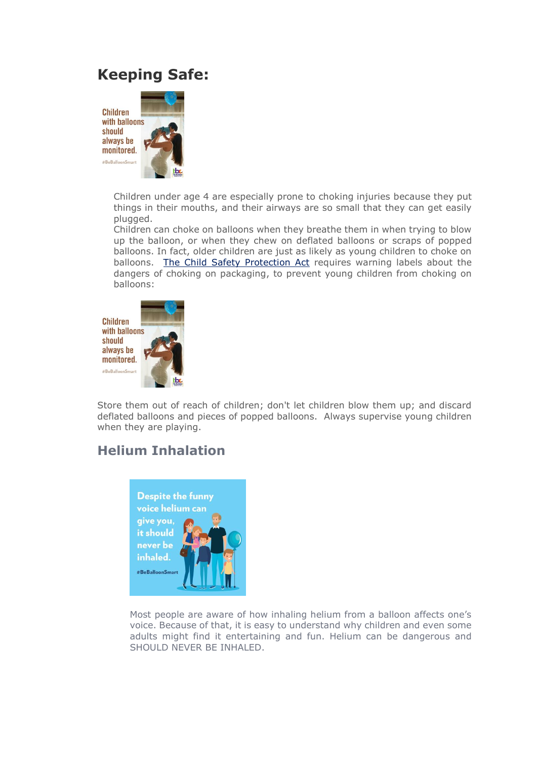## Keeping Safe:

Children under age 4 are especially prone to choking injuries because they put things in their mouths, and their airways are so small that they can get easily plugged.

Children can choke on balloons when they breathe them in when trying to blow up the balloon, or when they chew on deflated balloons or scraps of popped balloons. In fact, older children are just as likely as young children to choke on balloons. The Child Safety Protection Act requires warning labels about the dangers of choking on packaging, to prevent young children from choking on balloons:

Store them out of reach of children; don't let children blow them up; and discard deflated balloons and pieces of popped balloons. Always supervise young children when they are playing.

## Helium Inhalation

Most people are aware of how inhaling helium from a balloon affects one's voice. Because of that, it is easy to understand why children and even some adults might find it entertaining and fun. Helium can be dangerous and SHOULD NEVER BE INHALED.